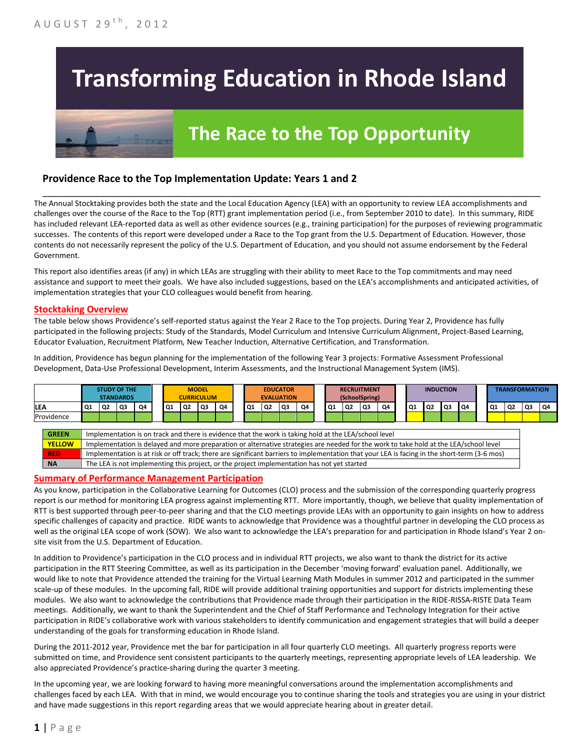AUGUST 29th, 2012

# Transforming Education in Rhode Island

## The Race to the Top Opportunity

### Providence Race to the Top Implementation Update: Years 1 and 2

The Annual Stocktaking provides both the state and the Local Education Agency (LEA) with an opportunity to review LEA accomplishments and challenges over the course of the Race to the Top (RTT) grant implementation period (i.e., from September 2010 to date). In this summary, RIDE has included relevant LEA-reported data as well as other evidence sources (e.g., training participation) for the purposes of reviewing programmatic successes. The contents of this report were developed under a Race to the Top grant from the U.S. Department of Education. However, those contents do not necessarily represent the policy of the U.S. Department of Education, and you should not assume endorsement by the Federal Government.

This report also identifies areas (if any) in which LEAs are struggling with their ability to meet Race to the Top commitments and may need assistance and support to meet their goals. We have also included suggestions, based on the LEA's accomplishments and anticipated activities, of implementation strategies that your CLO colleagues would benefit from hearing.

## Stocktaking Overview

The table below shows Providence's self-reported status against the Year 2 Race to the Top projects. During Year 2, Providence has fully participated in the following projects: Study of the Standards, Model Curriculum and Intensive Curriculum Alignment, Project-Based Learning, Educator Evaluation, Recruitment Platform, New Teacher Induction, Alternative Certification, and Transformation.

In addition, Providence has begun planning for the implementation of the following Year 3 projects: Formative Assessment Professional Development, Data-Use Professional Development, Interim Assessments, and the Instructional Management System (IMS).

| | STUDY OF THE STANDARDS | | | | MODEL CURRICULUM | | | | EDUCATOR EVALUATION | | | | RECRUITMENT (SchoolSpring) | | | | INDUCTION | | | | TRANSFORMATION | | | |
|---|---|---|---|---|---|---|---|---|---|---|---|---|---|---|---|---|---|---|---|---|---|---|---|---|
| LEA | Q1 | Q2 | Q3 | Q4 | Q1 | Q2 | Q3 | Q4 | Q1 | Q2 | Q3 | Q4 | Q1 | Q2 | Q3 | Q4 | Q1 | Q2 | Q3 | Q4 | Q1 | Q2 | Q3 | Q4 |
| Providence | Green | Green | Green | Green | Green | Green | Green | Green | Green | Green | Green | Green | Green | Green | Green | Green | Yellow | Green | Green | Green | Yellow | Yellow | Yellow | Green |

| | |
|---|---|
| GREEN | Implementation is on track and there is evidence that the work is taking hold at the LEA/school level |
| YELLOW | Implementation is delayed and more preparation or alternative strategies are needed for the work to take hold at the LEA/school level |
| RED | Implementation is at risk or off track; there are significant barriers to implementation that your LEA is facing in the short-term (3-6 mos) |
| NA | The LEA is not implementing this project, or the project implementation has not yet started |

## Summary of Performance Management Participation

As you know, participation in the Collaborative Learning for Outcomes (CLO) process and the submission of the corresponding quarterly progress report is our method for monitoring LEA progress against implementing RTT. More importantly, though, we believe that quality implementation of RTT is best supported through peer-to-peer sharing and that the CLO meetings provide LEAs with an opportunity to gain insights on how to address specific challenges of capacity and practice. RIDE wants to acknowledge that Providence was a thoughtful partner in developing the CLO process as well as the original LEA scope of work (SOW). We also want to acknowledge the LEA's preparation for and participation in Rhode Island's Year 2 on-site visit from the U.S. Department of Education.

In addition to Providence's participation in the CLO process and in individual RTT projects, we also want to thank the district for its active participation in the RTT Steering Committee, as well as its participation in the December 'moving forward' evaluation panel. Additionally, we would like to note that Providence attended the training for the Virtual Learning Math Modules in summer 2012 and participated in the summer scale-up of these modules. In the upcoming fall, RIDE will provide additional training opportunities and support for districts implementing these modules. We also want to acknowledge the contributions that Providence made through their participation in the RIDE-RISSA-RISTE Data Team meetings. Additionally, we want to thank the Superintendent and the Chief of Staff Performance and Technology Integration for their active participation in RIDE's collaborative work with various stakeholders to identify communication and engagement strategies that will build a deeper understanding of the goals for transforming education in Rhode Island.

During the 2011-2012 year, Providence met the bar for participation in all four quarterly CLO meetings. All quarterly progress reports were submitted on time, and Providence sent consistent participants to the quarterly meetings, representing appropriate levels of LEA leadership. We also appreciated Providence's practice-sharing during the quarter 3 meeting.

In the upcoming year, we are looking forward to having more meaningful conversations around the implementation accomplishments and challenges faced by each LEA. With that in mind, we would encourage you to continue sharing the tools and strategies you are using in your district and have made suggestions in this report regarding areas that we would appreciate hearing about in greater detail.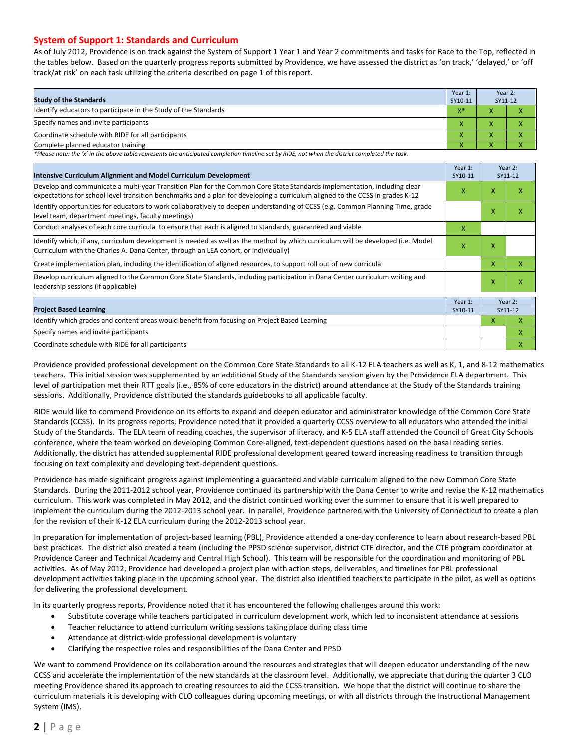## System of Support 1: Standards and Curriculum

As of July 2012, Providence is on track against the System of Support 1 Year 1 and Year 2 commitments and tasks for Race to the Top, reflected in the tables below. Based on the quarterly progress reports submitted by Providence, we have assessed the district as 'on track,' 'delayed,' or 'off track/at risk' on each task utilizing the criteria described on page 1 of this report.

| Study of the Standards | Year 1: SY10-11 | Year 2: SY11-12 | |
|---|---|---|---|
| Identify educators to participate in the Study of the Standards | X* | X | X |
| Specify names and invite participants | X | X | X |
| Coordinate schedule with RIDE for all participants | X | X | X |
| Complete planned educator training | X | X | X |

*Please note: the 'x' in the above table represents the anticipated completion timeline set by RIDE, not when the district completed the task.*

| Intensive Curriculum Alignment and Model Curriculum Development | Year 1: SY10-11 | Year 2: SY11-12 | |
|---|---|---|---|
| Develop and communicate a multi-year Transition Plan for the Common Core State Standards implementation, including clear expectations for school level transition benchmarks and a plan for developing a curriculum aligned to the CCSS in grades K-12 | X | X | X |
| Identify opportunities for educators to work collaboratively to deepen understanding of CCSS (e.g. Common Planning Time, grade level team, department meetings, faculty meetings) | | X | X |
| Conduct analyses of each core curricula to ensure that each is aligned to standards, guaranteed and viable | X | | |
| Identify which, if any, curriculum development is needed as well as the method by which curriculum will be developed (i.e. Model Curriculum with the Charles A. Dana Center, through an LEA cohort, or individually) | X | X | |
| Create implementation plan, including the identification of aligned resources, to support roll out of new curricula | | X | X |
| Develop curriculum aligned to the Common Core State Standards, including participation in Dana Center curriculum writing and leadership sessions (if applicable) | | X | X |

| Project Based Learning | Year 1: SY10-11 | Year 2: SY11-12 | |
|---|---|---|---|
| Identify which grades and content areas would benefit from focusing on Project Based Learning | | X | X |
| Specify names and invite participants | | | X |
| Coordinate schedule with RIDE for all participants | | | X |

Providence provided professional development on the Common Core State Standards to all K-12 ELA teachers as well as K, 1, and 8-12 mathematics teachers. This initial session was supplemented by an additional Study of the Standards session given by the Providence ELA department. This level of participation met their RTT goals (i.e., 85% of core educators in the district) around attendance at the Study of the Standards training sessions. Additionally, Providence distributed the standards guidebooks to all applicable faculty.

RIDE would like to commend Providence on its efforts to expand and deepen educator and administrator knowledge of the Common Core State Standards (CCSS). In its progress reports, Providence noted that it provided a quarterly CCSS overview to all educators who attended the initial Study of the Standards. The ELA team of reading coaches, the supervisor of literacy, and K-5 ELA staff attended the Council of Great City Schools conference, where the team worked on developing Common Core-aligned, text-dependent questions based on the basal reading series. Additionally, the district has attended supplemental RIDE professional development geared toward increasing readiness to transition through focusing on text complexity and developing text-dependent questions.

Providence has made significant progress against implementing a guaranteed and viable curriculum aligned to the new Common Core State Standards. During the 2011-2012 school year, Providence continued its partnership with the Dana Center to write and revise the K-12 mathematics curriculum. This work was completed in May 2012, and the district continued working over the summer to ensure that it is well prepared to implement the curriculum during the 2012-2013 school year. In parallel, Providence partnered with the University of Connecticut to create a plan for the revision of their K-12 ELA curriculum during the 2012-2013 school year.

In preparation for implementation of project-based learning (PBL), Providence attended a one-day conference to learn about research-based PBL best practices. The district also created a team (including the PPSD science supervisor, district CTE director, and the CTE program coordinator at Providence Career and Technical Academy and Central High School). This team will be responsible for the coordination and monitoring of PBL activities. As of May 2012, Providence had developed a project plan with action steps, deliverables, and timelines for PBL professional development activities taking place in the upcoming school year. The district also identified teachers to participate in the pilot, as well as options for delivering the professional development.

In its quarterly progress reports, Providence noted that it has encountered the following challenges around this work:

- Substitute coverage while teachers participated in curriculum development work, which led to inconsistent attendance at sessions
- Teacher reluctance to attend curriculum writing sessions taking place during class time
- Attendance at district-wide professional development is voluntary
- Clarifying the respective roles and responsibilities of the Dana Center and PPSD

We want to commend Providence on its collaboration around the resources and strategies that will deepen educator understanding of the new CCSS and accelerate the implementation of the new standards at the classroom level. Additionally, we appreciate that during the quarter 3 CLO meeting Providence shared its approach to creating resources to aid the CCSS transition. We hope that the district will continue to share the curriculum materials it is developing with CLO colleagues during upcoming meetings, or with all districts through the Instructional Management System (IMS).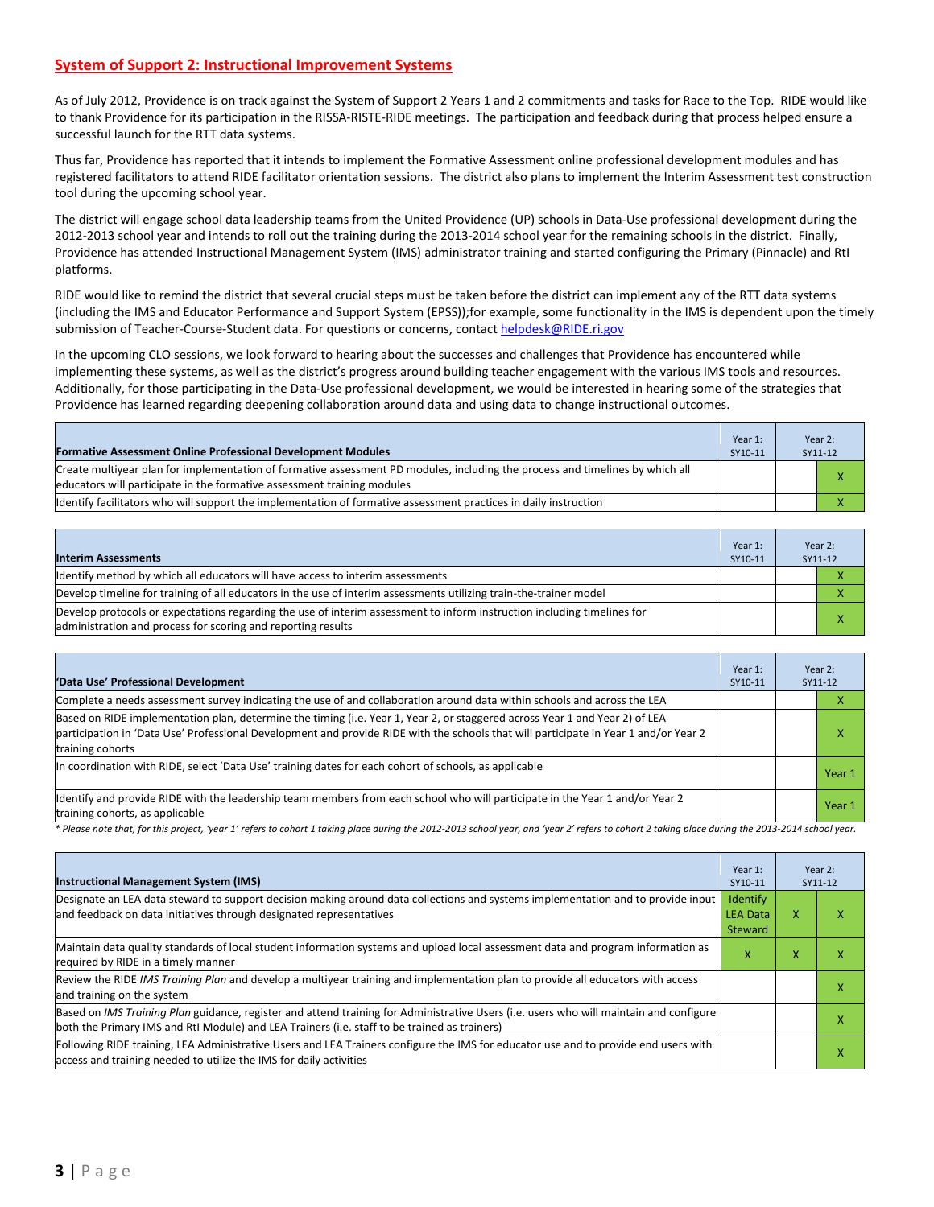## System of Support 2: Instructional Improvement Systems

As of July 2012, Providence is on track against the System of Support 2 Years 1 and 2 commitments and tasks for Race to the Top. RIDE would like to thank Providence for its participation in the RISSA-RISTE-RIDE meetings. The participation and feedback during that process helped ensure a successful launch for the RTT data systems.

Thus far, Providence has reported that it intends to implement the Formative Assessment online professional development modules and has registered facilitators to attend RIDE facilitator orientation sessions. The district also plans to implement the Interim Assessment test construction tool during the upcoming school year.

The district will engage school data leadership teams from the United Providence (UP) schools in Data-Use professional development during the 2012-2013 school year and intends to roll out the training during the 2013-2014 school year for the remaining schools in the district. Finally, Providence has attended Instructional Management System (IMS) administrator training and started configuring the Primary (Pinnacle) and RtI platforms.

RIDE would like to remind the district that several crucial steps must be taken before the district can implement any of the RTT data systems (including the IMS and Educator Performance and Support System (EPSS));for example, some functionality in the IMS is dependent upon the timely submission of Teacher-Course-Student data. For questions or concerns, contact helpdesk@RIDE.ri.gov

In the upcoming CLO sessions, we look forward to hearing about the successes and challenges that Providence has encountered while implementing these systems, as well as the district's progress around building teacher engagement with the various IMS tools and resources. Additionally, for those participating in the Data-Use professional development, we would be interested in hearing some of the strategies that Providence has learned regarding deepening collaboration around data and using data to change instructional outcomes.

| Formative Assessment Online Professional Development Modules | Year 1: SY10-11 | Year 2: SY11-12 | |
|---|---|---|---|
| Create multiyear plan for implementation of formative assessment PD modules, including the process and timelines by which all educators will participate in the formative assessment training modules | | | X |
| Identify facilitators who will support the implementation of formative assessment practices in daily instruction | | | X |

| Interim Assessments | Year 1: SY10-11 | Year 2: SY11-12 | |
|---|---|---|---|
| Identify method by which all educators will have access to interim assessments | | | X |
| Develop timeline for training of all educators in the use of interim assessments utilizing train-the-trainer model | | | X |
| Develop protocols or expectations regarding the use of interim assessment to inform instruction including timelines for administration and process for scoring and reporting results | | | X |

| 'Data Use' Professional Development | Year 1: SY10-11 | Year 2: SY11-12 | |
|---|---|---|---|
| Complete a needs assessment survey indicating the use of and collaboration around data within schools and across the LEA | | | X |
| Based on RIDE implementation plan, determine the timing (i.e. Year 1, Year 2, or staggered across Year 1 and Year 2) of LEA participation in 'Data Use' Professional Development and provide RIDE with the schools that will participate in Year 1 and/or Year 2 training cohorts | | | X |
| In coordination with RIDE, select 'Data Use' training dates for each cohort of schools, as applicable | | | Year 1 |
| Identify and provide RIDE with the leadership team members from each school who will participate in the Year 1 and/or Year 2 training cohorts, as applicable | | | Year 1 |

*\* Please note that, for this project, 'year 1' refers to cohort 1 taking place during the 2012-2013 school year, and 'year 2' refers to cohort 2 taking place during the 2013-2014 school year.*

| Instructional Management System (IMS) | Year 1: SY10-11 | Year 2: SY11-12 | |
|---|---|---|---|
| Designate an LEA data steward to support decision making around data collections and systems implementation and to provide input and feedback on data initiatives through designated representatives | Identify LEA Data Steward | X | X |
| Maintain data quality standards of local student information systems and upload local assessment data and program information as required by RIDE in a timely manner | X | X | X |
| Review the RIDE *IMS Training Plan* and develop a multiyear training and implementation plan to provide all educators with access and training on the system | | | X |
| Based on *IMS Training Plan* guidance, register and attend training for Administrative Users (i.e. users who will maintain and configure both the Primary IMS and RtI Module) and LEA Trainers (i.e. staff to be trained as trainers) | | | X |
| Following RIDE training, LEA Administrative Users and LEA Trainers configure the IMS for educator use and to provide end users with access and training needed to utilize the IMS for daily activities | | | X |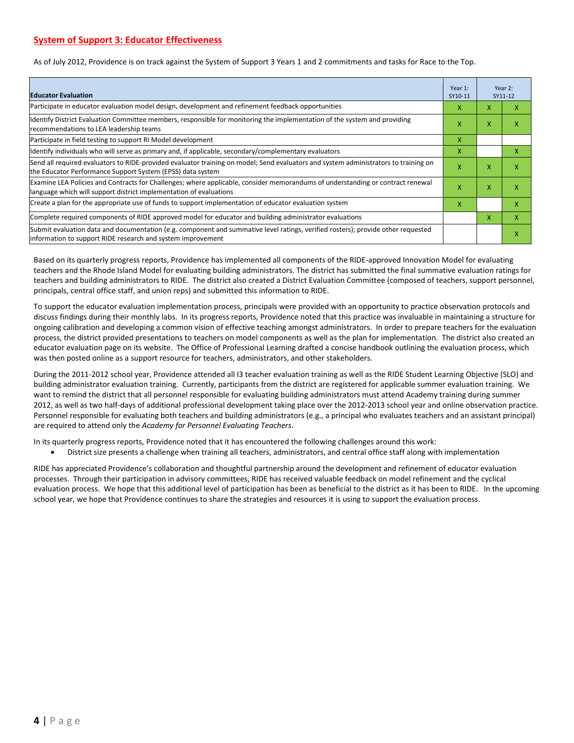## System of Support 3: Educator Effectiveness

As of July 2012, Providence is on track against the System of Support 3 Years 1 and 2 commitments and tasks for Race to the Top.

| Educator Evaluation | Year 1: SY10-11 | Year 2: SY11-12 | |
|---|---|---|---|
| Participate in educator evaluation model design, development and refinement feedback opportunities | X | X | X |
| Identify District Evaluation Committee members, responsible for monitoring the implementation of the system and providing recommendations to LEA leadership teams | X | X | X |
| Participate in field testing to support RI Model development | X | | |
| Identify individuals who will serve as primary and, if applicable, secondary/complementary evaluators | X | | X |
| Send all required evaluators to RIDE-provided evaluator training on model; Send evaluators and system administrators to training on the Educator Performance Support System (EPSS) data system | X | X | X |
| Examine LEA Policies and Contracts for Challenges; where applicable, consider memorandums of understanding or contract renewal language which will support district implementation of evaluations | X | X | X |
| Create a plan for the appropriate use of funds to support implementation of educator evaluation system | X | | X |
| Complete required components of RIDE approved model for educator and building administrator evaluations | | X | X |
| Submit evaluation data and documentation (e.g. component and summative level ratings, verified rosters); provide other requested information to support RIDE research and system improvement | | | X |

Based on its quarterly progress reports, Providence has implemented all components of the RIDE-approved Innovation Model for evaluating teachers and the Rhode Island Model for evaluating building administrators. The district has submitted the final summative evaluation ratings for teachers and building administrators to RIDE. The district also created a District Evaluation Committee (composed of teachers, support personnel, principals, central office staff, and union reps) and submitted this information to RIDE.

To support the educator evaluation implementation process, principals were provided with an opportunity to practice observation protocols and discuss findings during their monthly labs. In its progress reports, Providence noted that this practice was invaluable in maintaining a structure for ongoing calibration and developing a common vision of effective teaching amongst administrators. In order to prepare teachers for the evaluation process, the district provided presentations to teachers on model components as well as the plan for implementation. The district also created an educator evaluation page on its website. The Office of Professional Learning drafted a concise handbook outlining the evaluation process, which was then posted online as a support resource for teachers, administrators, and other stakeholders.

During the 2011-2012 school year, Providence attended all I3 teacher evaluation training as well as the RIDE Student Learning Objective (SLO) and building administrator evaluation training. Currently, participants from the district are registered for applicable summer evaluation training. We want to remind the district that all personnel responsible for evaluating building administrators must attend Academy training during summer 2012, as well as two half-days of additional professional development taking place over the 2012-2013 school year and online observation practice. Personnel responsible for evaluating both teachers and building administrators (e.g., a principal who evaluates teachers and an assistant principal) are required to attend only the *Academy for Personnel Evaluating Teachers*.

In its quarterly progress reports, Providence noted that it has encountered the following challenges around this work:

- District size presents a challenge when training all teachers, administrators, and central office staff along with implementation

RIDE has appreciated Providence's collaboration and thoughtful partnership around the development and refinement of educator evaluation processes. Through their participation in advisory committees, RIDE has received valuable feedback on model refinement and the cyclical evaluation process. We hope that this additional level of participation has been as beneficial to the district as it has been to RIDE. In the upcoming school year, we hope that Providence continues to share the strategies and resources it is using to support the evaluation process.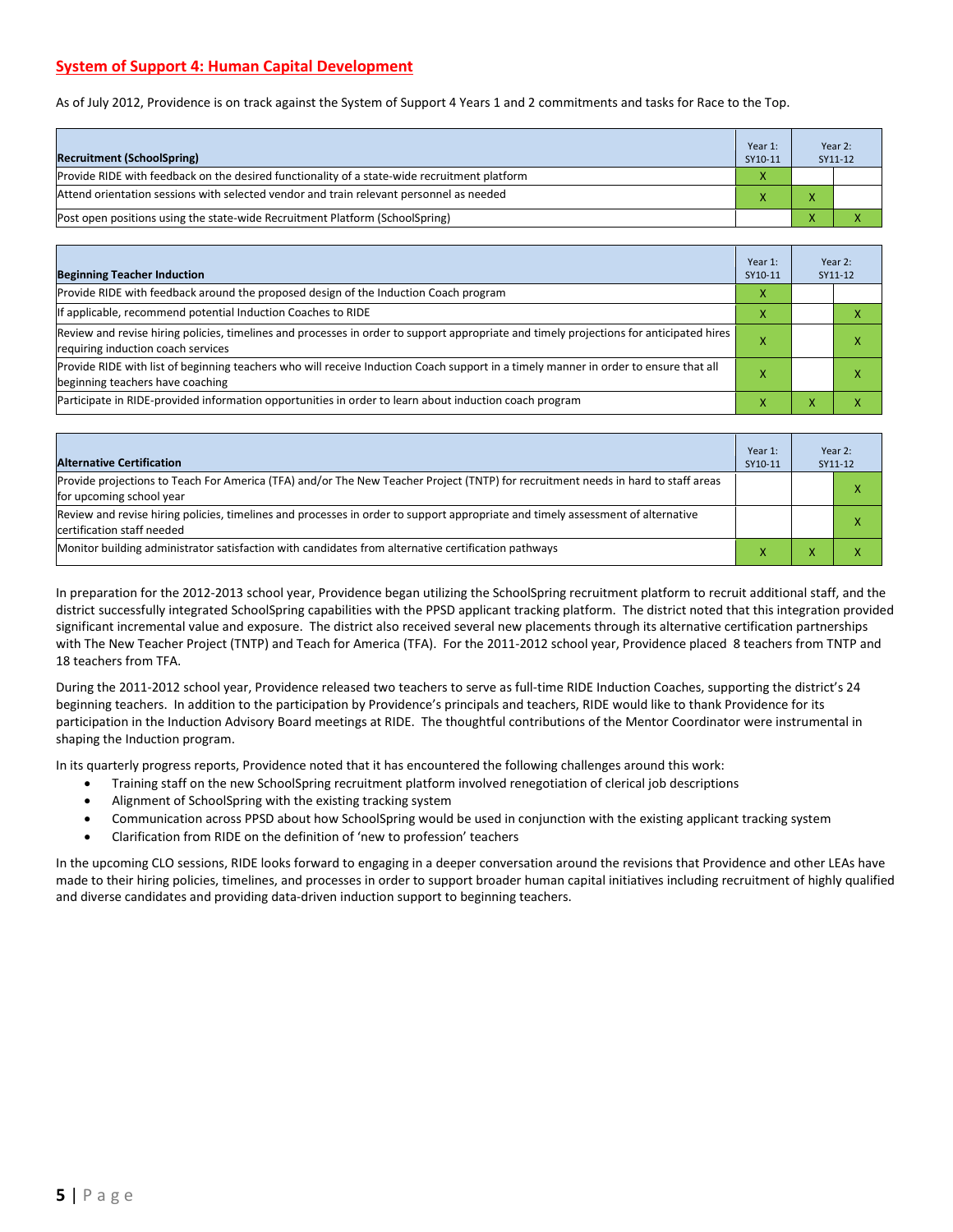## System of Support 4: Human Capital Development

As of July 2012, Providence is on track against the System of Support 4 Years 1 and 2 commitments and tasks for Race to the Top.

| Recruitment (SchoolSpring) | Year 1: SY10-11 | Year 2: SY11-12 | |
|---|---|---|---|
| Provide RIDE with feedback on the desired functionality of a state-wide recruitment platform | X | | |
| Attend orientation sessions with selected vendor and train relevant personnel as needed | X | X | |
| Post open positions using the state-wide Recruitment Platform (SchoolSpring) | | X | X |

| Beginning Teacher Induction | Year 1: SY10-11 | Year 2: SY11-12 | |
|---|---|---|---|
| Provide RIDE with feedback around the proposed design of the Induction Coach program | X | | |
| If applicable, recommend potential Induction Coaches to RIDE | X | | X |
| Review and revise hiring policies, timelines and processes in order to support appropriate and timely projections for anticipated hires requiring induction coach services | X | | X |
| Provide RIDE with list of beginning teachers who will receive Induction Coach support in a timely manner in order to ensure that all beginning teachers have coaching | X | | X |
| Participate in RIDE-provided information opportunities in order to learn about induction coach program | X | X | X |

| Alternative Certification | Year 1: SY10-11 | Year 2: SY11-12 | |
|---|---|---|---|
| Provide projections to Teach For America (TFA) and/or The New Teacher Project (TNTP) for recruitment needs in hard to staff areas for upcoming school year | | | X |
| Review and revise hiring policies, timelines and processes in order to support appropriate and timely assessment of alternative certification staff needed | | | X |
| Monitor building administrator satisfaction with candidates from alternative certification pathways | X | X | X |

In preparation for the 2012-2013 school year, Providence began utilizing the SchoolSpring recruitment platform to recruit additional staff, and the district successfully integrated SchoolSpring capabilities with the PPSD applicant tracking platform. The district noted that this integration provided significant incremental value and exposure. The district also received several new placements through its alternative certification partnerships with The New Teacher Project (TNTP) and Teach for America (TFA). For the 2011-2012 school year, Providence placed 8 teachers from TNTP and 18 teachers from TFA.

During the 2011-2012 school year, Providence released two teachers to serve as full-time RIDE Induction Coaches, supporting the district's 24 beginning teachers. In addition to the participation by Providence's principals and teachers, RIDE would like to thank Providence for its participation in the Induction Advisory Board meetings at RIDE. The thoughtful contributions of the Mentor Coordinator were instrumental in shaping the Induction program.

In its quarterly progress reports, Providence noted that it has encountered the following challenges around this work:

- Training staff on the new SchoolSpring recruitment platform involved renegotiation of clerical job descriptions
- Alignment of SchoolSpring with the existing tracking system
- Communication across PPSD about how SchoolSpring would be used in conjunction with the existing applicant tracking system
- Clarification from RIDE on the definition of 'new to profession' teachers

In the upcoming CLO sessions, RIDE looks forward to engaging in a deeper conversation around the revisions that Providence and other LEAs have made to their hiring policies, timelines, and processes in order to support broader human capital initiatives including recruitment of highly qualified and diverse candidates and providing data-driven induction support to beginning teachers.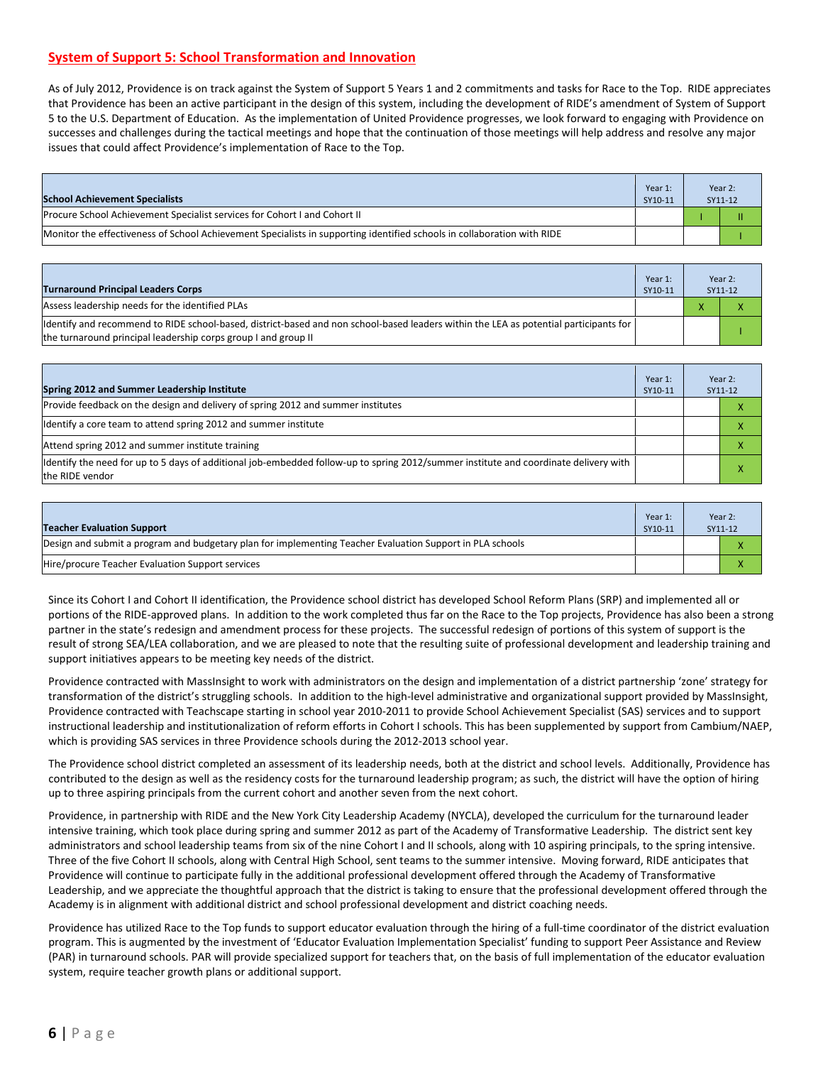## System of Support 5: School Transformation and Innovation

As of July 2012, Providence is on track against the System of Support 5 Years 1 and 2 commitments and tasks for Race to the Top. RIDE appreciates that Providence has been an active participant in the design of this system, including the development of RIDE's amendment of System of Support 5 to the U.S. Department of Education. As the implementation of United Providence progresses, we look forward to engaging with Providence on successes and challenges during the tactical meetings and hope that the continuation of those meetings will help address and resolve any major issues that could affect Providence's implementation of Race to the Top.

| School Achievement Specialists | Year 1: SY10-11 | Year 2: SY11-12 | |
|---|---|---|---|
| Procure School Achievement Specialist services for Cohort I and Cohort II | | I | II |
| Monitor the effectiveness of School Achievement Specialists in supporting identified schools in collaboration with RIDE | | | I |

| Turnaround Principal Leaders Corps | Year 1: SY10-11 | Year 2: SY11-12 | |
|---|---|---|---|
| Assess leadership needs for the identified PLAs | | X | X |
| Identify and recommend to RIDE school-based, district-based and non school-based leaders within the LEA as potential participants for the turnaround principal leadership corps group I and group II | | | I |

| Spring 2012 and Summer Leadership Institute | Year 1: SY10-11 | Year 2: SY11-12 | |
|---|---|---|---|
| Provide feedback on the design and delivery of spring 2012 and summer institutes | | | X |
| Identify a core team to attend spring 2012 and summer institute | | | X |
| Attend spring 2012 and summer institute training | | | X |
| Identify the need for up to 5 days of additional job-embedded follow-up to spring 2012/summer institute and coordinate delivery with the RIDE vendor | | | X |

| Teacher Evaluation Support | Year 1: SY10-11 | Year 2: SY11-12 | |
|---|---|---|---|
| Design and submit a program and budgetary plan for implementing Teacher Evaluation Support in PLA schools | | | X |
| Hire/procure Teacher Evaluation Support services | | | X |

Since its Cohort I and Cohort II identification, the Providence school district has developed School Reform Plans (SRP) and implemented all or portions of the RIDE-approved plans. In addition to the work completed thus far on the Race to the Top projects, Providence has also been a strong partner in the state's redesign and amendment process for these projects. The successful redesign of portions of this system of support is the result of strong SEA/LEA collaboration, and we are pleased to note that the resulting suite of professional development and leadership training and support initiatives appears to be meeting key needs of the district.

Providence contracted with MassInsight to work with administrators on the design and implementation of a district partnership 'zone' strategy for transformation of the district's struggling schools. In addition to the high-level administrative and organizational support provided by MassInsight, Providence contracted with Teachscape starting in school year 2010-2011 to provide School Achievement Specialist (SAS) services and to support instructional leadership and institutionalization of reform efforts in Cohort I schools. This has been supplemented by support from Cambium/NAEP, which is providing SAS services in three Providence schools during the 2012-2013 school year.

The Providence school district completed an assessment of its leadership needs, both at the district and school levels. Additionally, Providence has contributed to the design as well as the residency costs for the turnaround leadership program; as such, the district will have the option of hiring up to three aspiring principals from the current cohort and another seven from the next cohort.

Providence, in partnership with RIDE and the New York City Leadership Academy (NYCLA), developed the curriculum for the turnaround leader intensive training, which took place during spring and summer 2012 as part of the Academy of Transformative Leadership. The district sent key administrators and school leadership teams from six of the nine Cohort I and II schools, along with 10 aspiring principals, to the spring intensive. Three of the five Cohort II schools, along with Central High School, sent teams to the summer intensive. Moving forward, RIDE anticipates that Providence will continue to participate fully in the additional professional development offered through the Academy of Transformative Leadership, and we appreciate the thoughtful approach that the district is taking to ensure that the professional development offered through the Academy is in alignment with additional district and school professional development and district coaching needs.

Providence has utilized Race to the Top funds to support educator evaluation through the hiring of a full-time coordinator of the district evaluation program. This is augmented by the investment of 'Educator Evaluation Implementation Specialist' funding to support Peer Assistance and Review (PAR) in turnaround schools. PAR will provide specialized support for teachers that, on the basis of full implementation of the educator evaluation system, require teacher growth plans or additional support.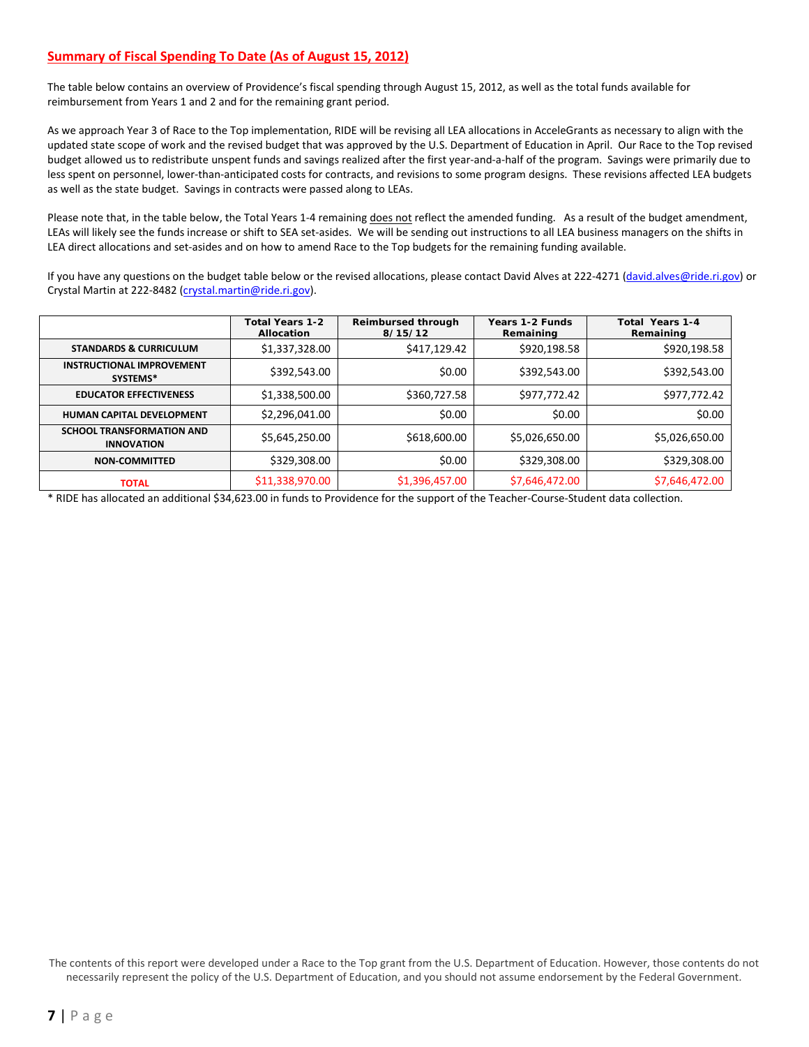## Summary of Fiscal Spending To Date (As of August 15, 2012)

The table below contains an overview of Providence's fiscal spending through August 15, 2012, as well as the total funds available for reimbursement from Years 1 and 2 and for the remaining grant period.

As we approach Year 3 of Race to the Top implementation, RIDE will be revising all LEA allocations in AcceleGrants as necessary to align with the updated state scope of work and the revised budget that was approved by the U.S. Department of Education in April. Our Race to the Top revised budget allowed us to redistribute unspent funds and savings realized after the first year-and-a-half of the program. Savings were primarily due to less spent on personnel, lower-than-anticipated costs for contracts, and revisions to some program designs. These revisions affected LEA budgets as well as the state budget. Savings in contracts were passed along to LEAs.

Please note that, in the table below, the Total Years 1-4 remaining does not reflect the amended funding. As a result of the budget amendment, LEAs will likely see the funds increase or shift to SEA set-asides. We will be sending out instructions to all LEA business managers on the shifts in LEA direct allocations and set-asides and on how to amend Race to the Top budgets for the remaining funding available.

If you have any questions on the budget table below or the revised allocations, please contact David Alves at 222-4271 (david.alves@ride.ri.gov) or Crystal Martin at 222-8482 (crystal.martin@ride.ri.gov).

| | Total Years 1-2 Allocation | Reimbursed through 8/15/12 | Years 1-2 Funds Remaining | Total Years 1-4 Remaining |
|---|---|---|---|---|
| **STANDARDS & CURRICULUM** | $1,337,328.00 | $417,129.42 | $920,198.58 | $920,198.58 |
| **INSTRUCTIONAL IMPROVEMENT SYSTEMS*** | $392,543.00 | $0.00 | $392,543.00 | $392,543.00 |
| **EDUCATOR EFFECTIVENESS** | $1,338,500.00 | $360,727.58 | $977,772.42 | $977,772.42 |
| **HUMAN CAPITAL DEVELOPMENT** | $2,296,041.00 | $0.00 | $0.00 | $0.00 |
| **SCHOOL TRANSFORMATION AND INNOVATION** | $5,645,250.00 | $618,600.00 | $5,026,650.00 | $5,026,650.00 |
| **NON-COMMITTED** | $329,308.00 | $0.00 | $329,308.00 | $329,308.00 |
| **TOTAL** | $11,338,970.00 | $1,396,457.00 | $7,646,472.00 | $7,646,472.00 |

* RIDE has allocated an additional $34,623.00 in funds to Providence for the support of the Teacher-Course-Student data collection.

The contents of this report were developed under a Race to the Top grant from the U.S. Department of Education. However, those contents do not necessarily represent the policy of the U.S. Department of Education, and you should not assume endorsement by the Federal Government.